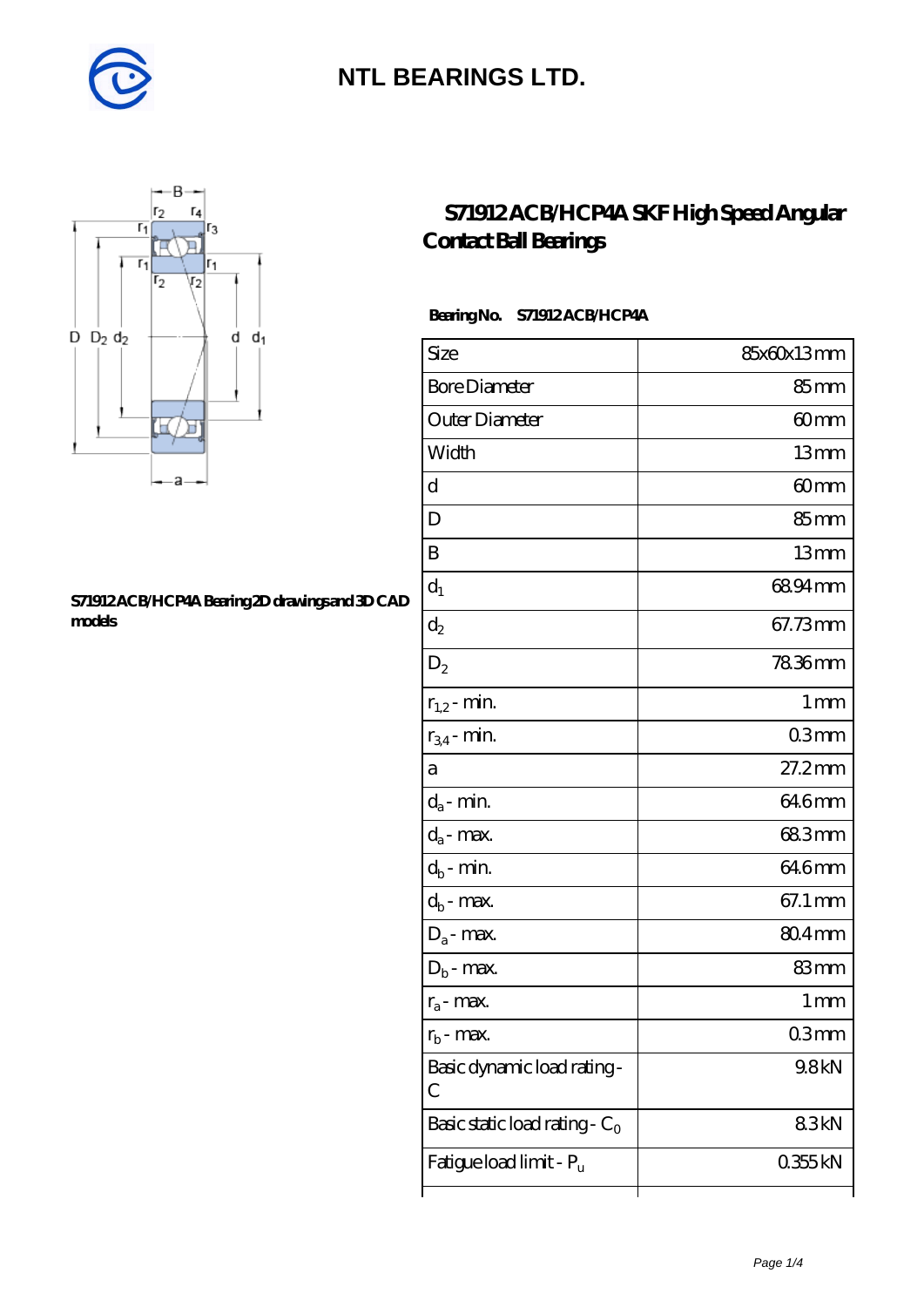# NTL BEARINGS LTD.

## S71912 ACB/HCP4A SKF High Speed Angular Contact Ball Bearings

S71912 ACB/HCP4A Bearing 2D drawings and 3D CAD models

**Bearing No.** S71912 ACB/HCP4A

| Size | 85x60x13 mm |
|---|---|
| Bore Diameter | 85 mm |
| Outer Diameter | 60 mm |
| Width | 13 mm |
| d | 60 mm |
| D | 85 mm |
| B | 13 mm |
| $d_1$ | 68.94 mm |
| $d_2$ | 67.73 mm |
| $D_2$ | 78.36 mm |
| $r_{1,2}$ - min. | 1 mm |
| $r_{3,4}$ - min. | 0.3 mm |
| a | 27.2 mm |
| $d_a$ - min. | 64.6 mm |
| $d_a$ - max. | 68.3 mm |
| $d_b$ - min. | 64.6 mm |
| $d_b$ - max. | 67.1 mm |
| $D_a$ - max. | 80.4 mm |
| $D_b$ - max. | 83 mm |
| $r_a$ - max. | 1 mm |
| $r_b$ - max. | 0.3 mm |
| Basic dynamic load rating - C | 9.8 kN |
| Basic static load rating - $C_0$ | 8.3 kN |
| Fatigue load limit - $P_u$ | 0.355 kN |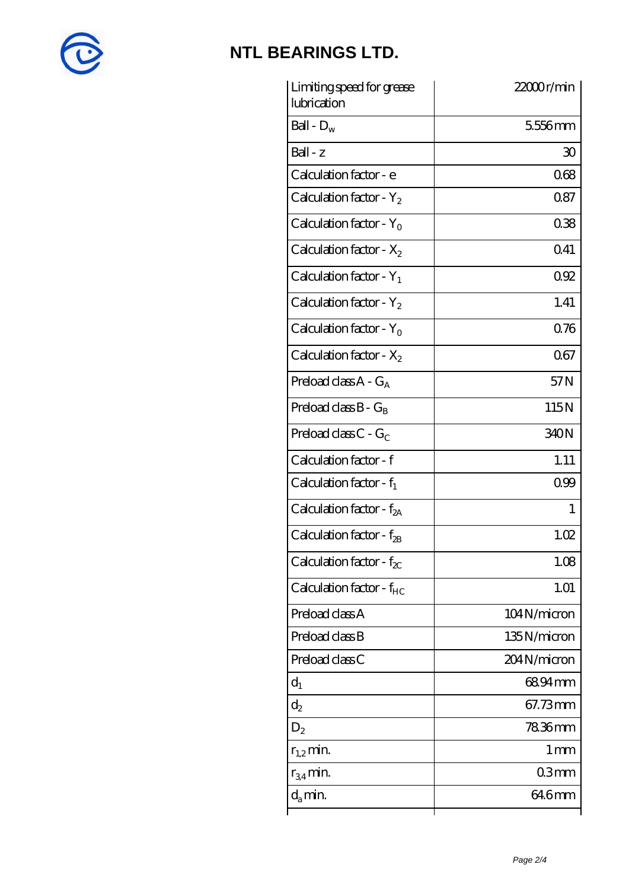| Limiting speed for grease lubrication | 22000 r/min |
| --- | --- |
| Ball - $D_w$ | 5.556 mm |
| Ball - z | 30 |
| Calculation factor - e | 0.68 |
| Calculation factor - $Y_2$ | 0.87 |
| Calculation factor - $Y_0$ | 0.38 |
| Calculation factor - $X_2$ | 0.41 |
| Calculation factor - $Y_1$ | 0.92 |
| Calculation factor - $Y_2$ | 1.41 |
| Calculation factor - $Y_0$ | 0.76 |
| Calculation factor - $X_2$ | 0.67 |
| Preload class A - $G_A$ | 57 N |
| Preload class B - $G_B$ | 115 N |
| Preload class C - $G_C$ | 340 N |
| Calculation factor - f | 1.11 |
| Calculation factor - $f_1$ | 0.99 |
| Calculation factor - $f_{2A}$ | 1 |
| Calculation factor - $f_{2B}$ | 1.02 |
| Calculation factor - $f_{2C}$ | 1.08 |
| Calculation factor - $f_{HC}$ | 1.01 |
| Preload class A | 104 N/micron |
| Preload class B | 135 N/micron |
| Preload class C | 204 N/micron |
| $d_1$ | 68.94 mm |
| $d_2$ | 67.73 mm |
| $D_2$ | 78.36 mm |
| $r_{1,2}$ min. | 1 mm |
| $r_{3,4}$ min. | 0.3 mm |
| $d_a$ min. | 64.6 mm |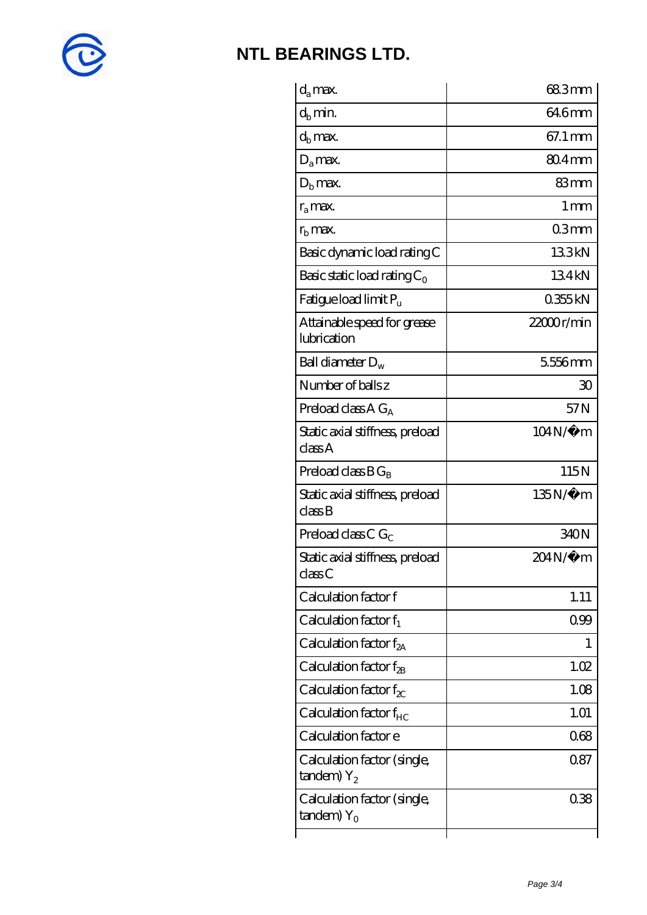| | |
|---|---|
| $d_a$ max. | 68.3 mm |
| $d_b$ min. | 64.6 mm |
| $d_b$ max. | 67.1 mm |
| $D_a$ max. | 80.4 mm |
| $D_b$ max. | 83 mm |
| $r_a$ max. | 1 mm |
| $r_b$ max. | 0.3 mm |
| Basic dynamic load rating C | 13.3 kN |
| Basic static load rating $C_0$ | 13.4 kN |
| Fatigue load limit $P_u$ | 0.355 kN |
| Attainable speed for grease lubrication | 22000 r/min |
| Ball diameter $D_w$ | 5.556 mm |
| Number of balls z | 30 |
| Preload class A $G_A$ | 57 N |
| Static axial stiffness, preload class A | 104 N/�m |
| Preload class B $G_B$ | 115 N |
| Static axial stiffness, preload class B | 135 N/�m |
| Preload class C $G_C$ | 340 N |
| Static axial stiffness, preload class C | 204 N/�m |
| Calculation factor f | 1.11 |
| Calculation factor $f_1$ | 0.99 |
| Calculation factor $f_{2A}$ | 1 |
| Calculation factor $f_{2B}$ | 1.02 |
| Calculation factor $f_{2C}$ | 1.08 |
| Calculation factor $f_{HC}$ | 1.01 |
| Calculation factor e | 0.68 |
| Calculation factor (single, tandem) $Y_2$ | 0.87 |
| Calculation factor (single, tandem) $Y_0$ | 0.38 |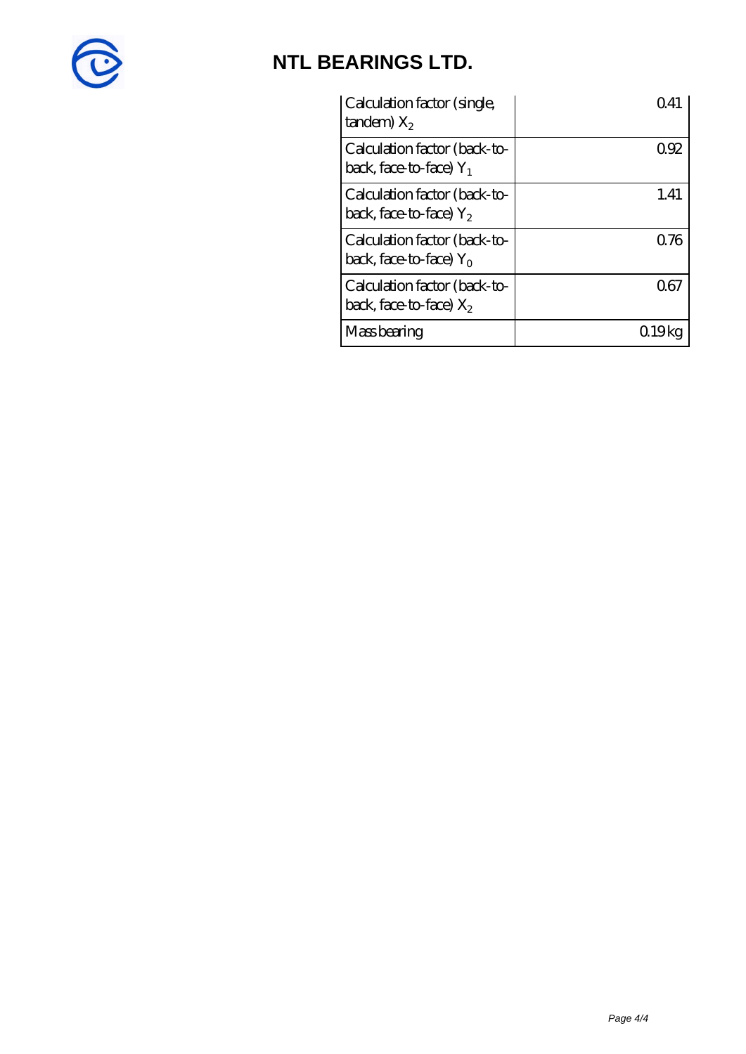| | |
|---|---|
| Calculation factor (single, tandem) $X_2$ | 0.41 |
| Calculation factor (back-to-back, face-to-face) $Y_1$ | 0.92 |
| Calculation factor (back-to-back, face-to-face) $Y_2$ | 1.41 |
| Calculation factor (back-to-back, face-to-face) $Y_0$ | 0.76 |
| Calculation factor (back-to-back, face-to-face) $X_2$ | 0.67 |
| Mass bearing | 0.19 kg |